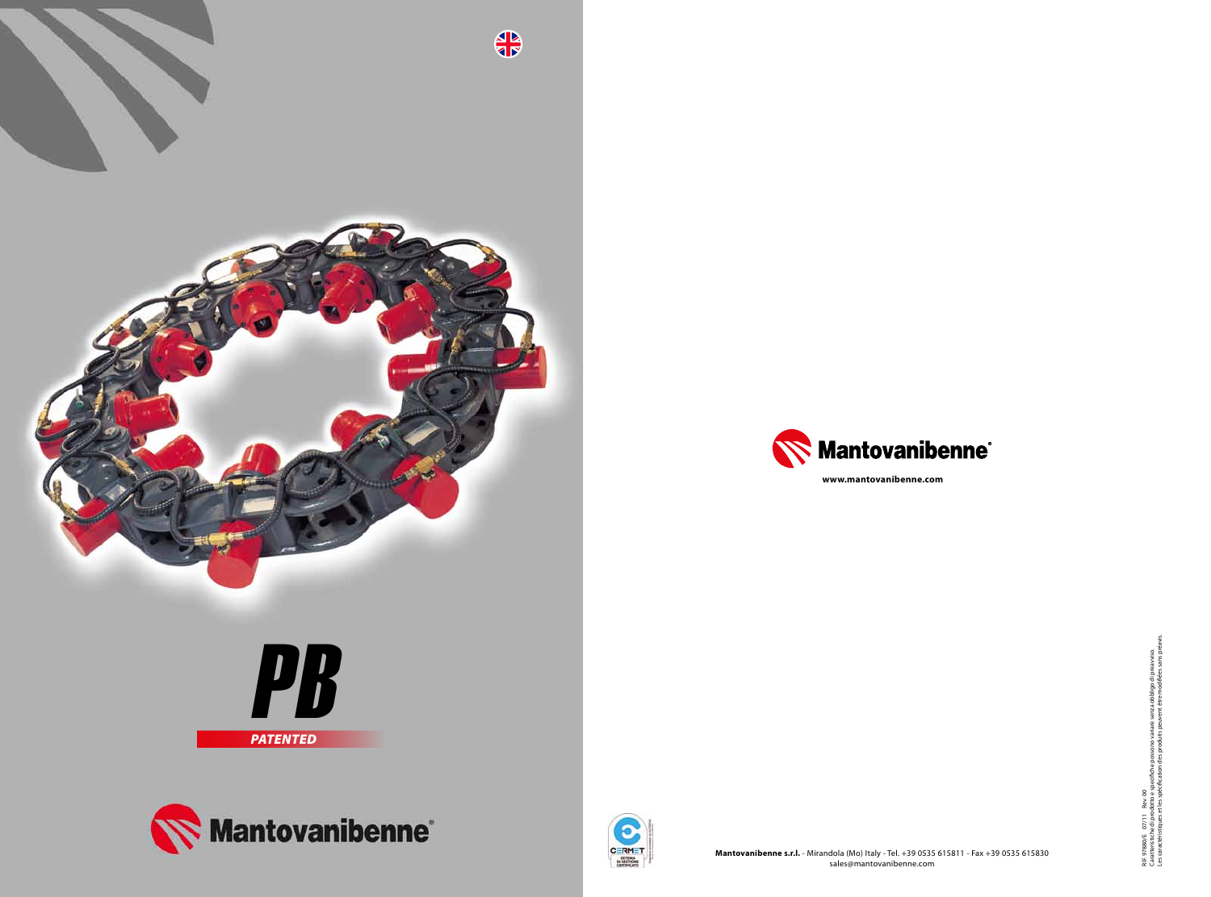# PB

*PATENTED*

Mantovanibenne®

Mantovanibenne®

www.mantovanibenne.com

CERMET
SISTEMA DI GESTIONE CERTIFICATO

**Mantovanibenne s.r.l.** - Mirandola (Mo) Italy - Tel. +39 0535 615811 - Fax +39 0535 615830
sales@mantovanibenne.com

RIF. 97880/E 07/11 Rev. 00
Caratteristiche di prodotto e specifiche possono variare senza obbligo di preavviso.
Les caractéristiques et les spécification des produits peuvent être modifiées sans préavis.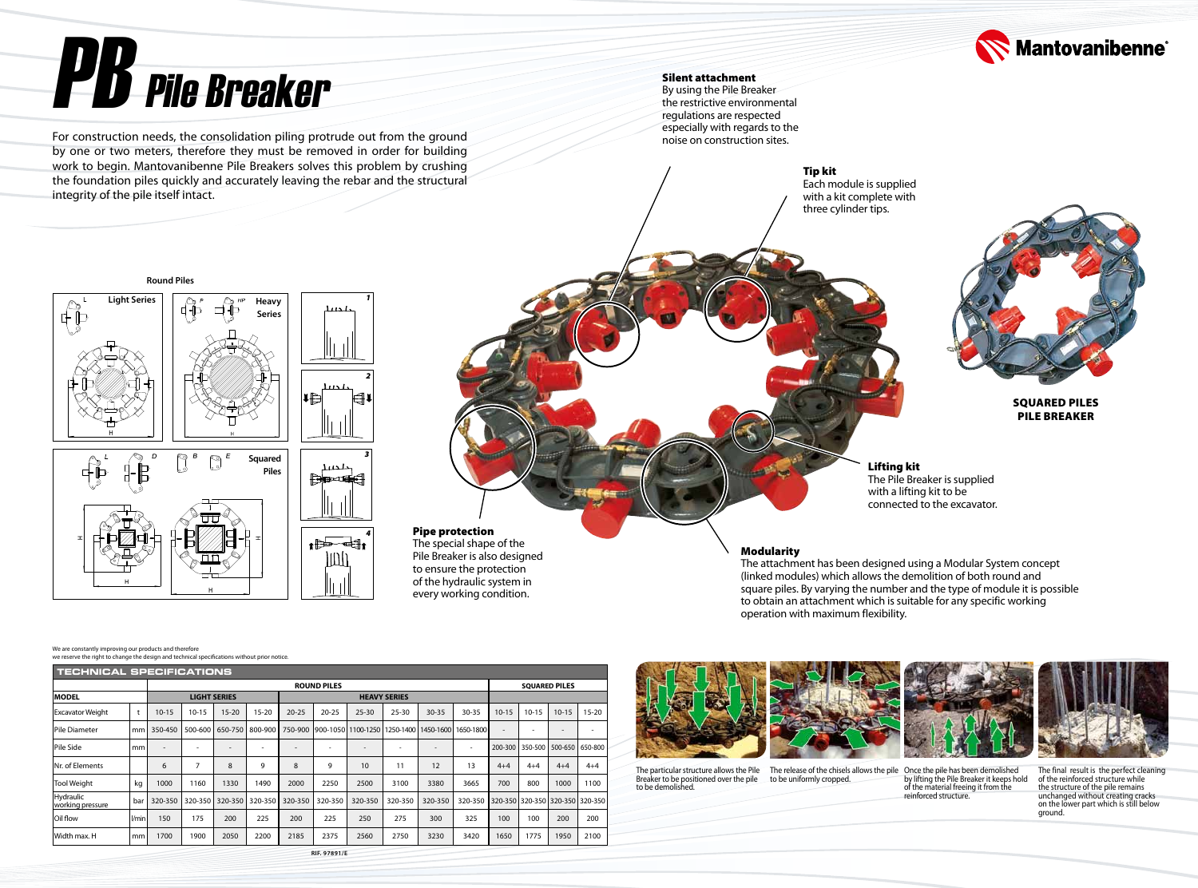# PB Pile Breaker

Mantovanibenne

For construction needs, the consolidation piling protrude out from the ground by one or two meters, therefore they must be removed in order for building work to begin. Mantovanibenne Pile Breakers solves this problem by crushing the foundation piles quickly and accurately leaving the rebar and the structural integrity of the pile itself intact.

**Silent attachment**
By using the Pile Breaker the restrictive environmental regulations are respected especially with regards to the noise on construction sites.

**Tip kit**
Each module is supplied with a kit complete with three cylinder tips.

**SQUARED PILES PILE BREAKER**

**Lifting kit**
The Pile Breaker is supplied with a lifting kit to be connected to the excavator.

**Pipe protection**
The special shape of the Pile Breaker is also designed to ensure the protection of the hydraulic system in every working condition.

**Modularity**
The attachment has been designed using a Modular System concept (linked modules) which allows the demolition of both round and square piles. By varying the number and the type of module it is possible to obtain an attachment which is suitable for any specific working operation with maximum flexibility.

Round Piles

Light Series

Heavy Series

Squared Piles

1

2

3

4

We are constantly improving our products and therefore we reserve the right to change the design and technical specifications without prior notice.

## TECHNICAL SPECIFICATIONS

| | | ROUND PILES | | | | | | | | | | SQUARED PILES | | | |
|---|---|---|---|---|---|---|---|---|---|---|---|---|---|---|---|
| MODEL | | LIGHT SERIES | | | | HEAVY SERIES | | | | | | | | | |
| Excavator Weight | t | 10-15 | 10-15 | 15-20 | 15-20 | 20-25 | 20-25 | 25-30 | 25-30 | 30-35 | 30-35 | 10-15 | 10-15 | 10-15 | 15-20 |
| Pile Diameter | mm | 350-450 | 500-600 | 650-750 | 800-900 | 750-900 | 900-1050 | 1100-1250 | 1250-1400 | 1450-1600 | 1650-1800 | - | - | - | - |
| Pile Side | mm | - | - | - | - | - | - | - | - | - | - | 200-300 | 350-500 | 500-650 | 650-800 |
| Nr. of Elements | | 6 | 7 | 8 | 9 | 8 | 9 | 10 | 11 | 12 | 13 | 4+4 | 4+4 | 4+4 | 4+4 |
| Tool Weight | kg | 1000 | 1160 | 1330 | 1490 | 2000 | 2250 | 2500 | 3100 | 3380 | 3665 | 700 | 800 | 1000 | 1100 |
| Hydraulic working pressure | bar | 320-350 | 320-350 | 320-350 | 320-350 | 320-350 | 320-350 | 320-350 | 320-350 | 320-350 | 320-350 | 320-350 | 320-350 | 320-350 | 320-350 |
| Oil flow | l/min | 150 | 175 | 200 | 225 | 200 | 225 | 250 | 275 | 300 | 325 | 100 | 100 | 200 | 200 |
| Width max. H | mm | 1700 | 1900 | 2050 | 2200 | 2185 | 2375 | 2560 | 2750 | 3230 | 3420 | 1650 | 1775 | 1950 | 2100 |

RIF. 97891/E

The particular structure allows the Pile Breaker to be positioned over the pile to be demolished.

The release of the chisels allows the pile to be uniformly cropped.

Once the pile has been demolished by lifting the Pile Breaker it keeps hold of the material freeing it from the reinforced structure.

The final result is the perfect cleaning of the reinforced structure while the structure of the pile remains unchanged without creating cracks on the lower part which is still below ground.